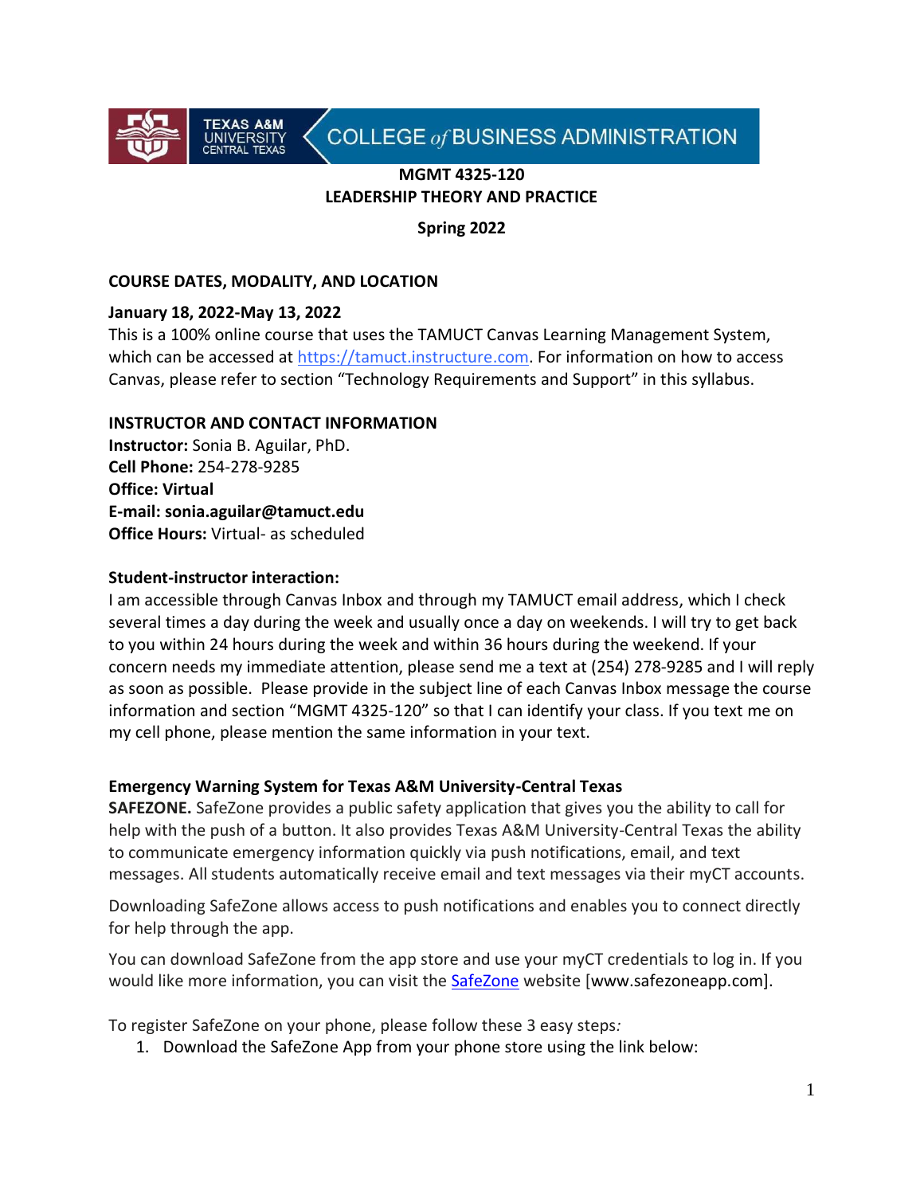TEXAS A&M UNIVERSITY CENTRAL TEXAS | COLLEGE *of* BUSINESS ADMINISTRATION

**MGMT 4325-120**
**LEADERSHIP THEORY AND PRACTICE**

**Spring 2022**

## COURSE DATES, MODALITY, AND LOCATION

**January 18, 2022-May 13, 2022**
This is a 100% online course that uses the TAMUCT Canvas Learning Management System, which can be accessed at https://tamuct.instructure.com. For information on how to access Canvas, please refer to section "Technology Requirements and Support" in this syllabus.

## INSTRUCTOR AND CONTACT INFORMATION

**Instructor:** Sonia B. Aguilar, PhD.
**Cell Phone:** 254-278-9285
**Office: Virtual**
**E-mail: sonia.aguilar@tamuct.edu**
**Office Hours:** Virtual- as scheduled

**Student-instructor interaction:**
I am accessible through Canvas Inbox and through my TAMUCT email address, which I check several times a day during the week and usually once a day on weekends. I will try to get back to you within 24 hours during the week and within 36 hours during the weekend. If your concern needs my immediate attention, please send me a text at (254) 278-9285 and I will reply as soon as possible. Please provide in the subject line of each Canvas Inbox message the course information and section "MGMT 4325-120" so that I can identify your class. If you text me on my cell phone, please mention the same information in your text.

**Emergency Warning System for Texas A&M University-Central Texas**
**SAFEZONE.** SafeZone provides a public safety application that gives you the ability to call for help with the push of a button. It also provides Texas A&M University-Central Texas the ability to communicate emergency information quickly via push notifications, email, and text messages. All students automatically receive email and text messages via their myCT accounts.

Downloading SafeZone allows access to push notifications and enables you to connect directly for help through the app.

You can download SafeZone from the app store and use your myCT credentials to log in. If you would like more information, you can visit the SafeZone website [www.safezoneapp.com].

To register SafeZone on your phone, please follow these 3 easy steps*:*

1. Download the SafeZone App from your phone store using the link below: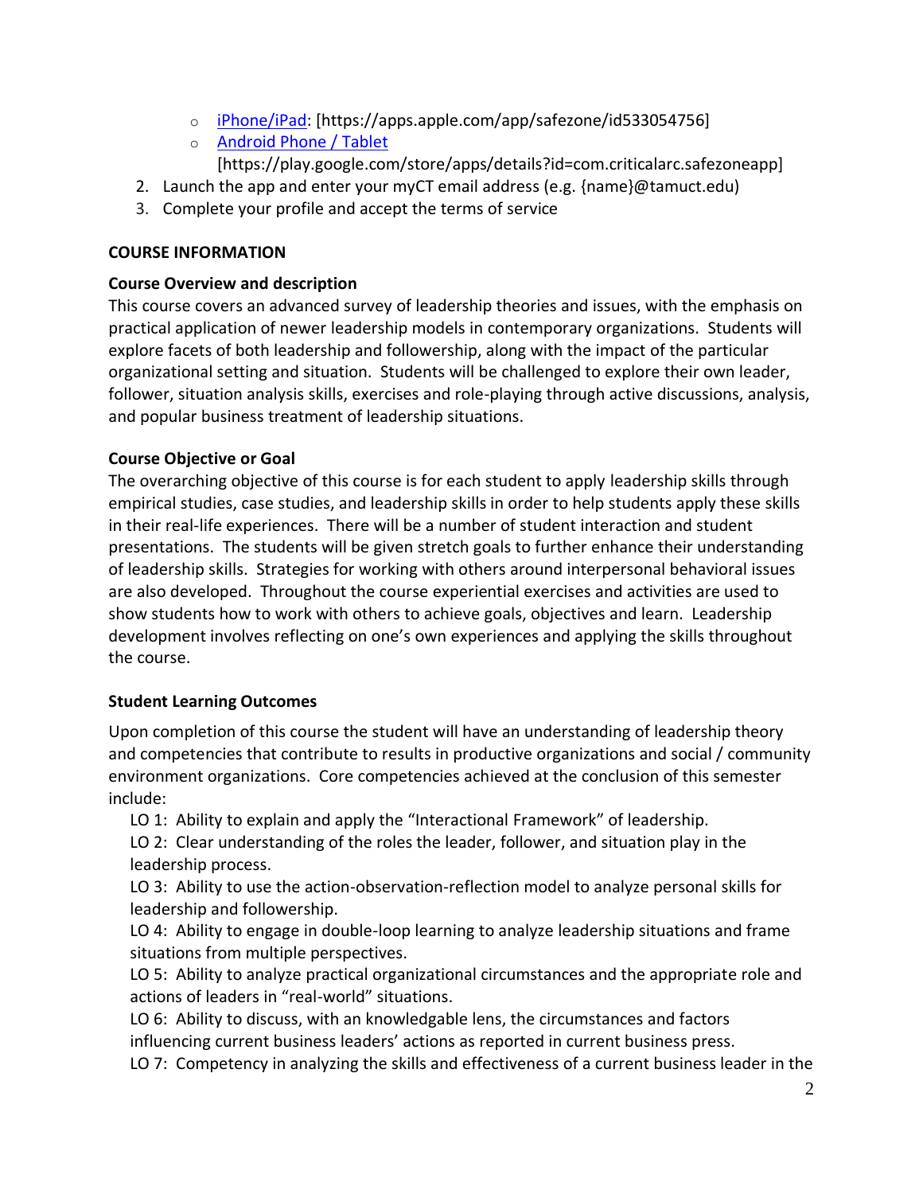- [iPhone/iPad](https://apps.apple.com/app/safezone/id533054756): [https://apps.apple.com/app/safezone/id533054756]
   - [Android Phone / Tablet](https://play.google.com/store/apps/details?id=com.criticalarc.safezoneapp) [https://play.google.com/store/apps/details?id=com.criticalarc.safezoneapp]
2. Launch the app and enter your myCT email address (e.g. {name}@tamuct.edu)
3. Complete your profile and accept the terms of service

## COURSE INFORMATION

### Course Overview and description

This course covers an advanced survey of leadership theories and issues, with the emphasis on practical application of newer leadership models in contemporary organizations. Students will explore facets of both leadership and followership, along with the impact of the particular organizational setting and situation. Students will be challenged to explore their own leader, follower, situation analysis skills, exercises and role-playing through active discussions, analysis, and popular business treatment of leadership situations.

### Course Objective or Goal

The overarching objective of this course is for each student to apply leadership skills through empirical studies, case studies, and leadership skills in order to help students apply these skills in their real-life experiences. There will be a number of student interaction and student presentations. The students will be given stretch goals to further enhance their understanding of leadership skills. Strategies for working with others around interpersonal behavioral issues are also developed. Throughout the course experiential exercises and activities are used to show students how to work with others to achieve goals, objectives and learn. Leadership development involves reflecting on one's own experiences and applying the skills throughout the course.

### Student Learning Outcomes

Upon completion of this course the student will have an understanding of leadership theory and competencies that contribute to results in productive organizations and social / community environment organizations. Core competencies achieved at the conclusion of this semester include:

LO 1: Ability to explain and apply the "Interactional Framework" of leadership.

LO 2: Clear understanding of the roles the leader, follower, and situation play in the leadership process.

LO 3: Ability to use the action-observation-reflection model to analyze personal skills for leadership and followership.

LO 4: Ability to engage in double-loop learning to analyze leadership situations and frame situations from multiple perspectives.

LO 5: Ability to analyze practical organizational circumstances and the appropriate role and actions of leaders in "real-world" situations.

LO 6: Ability to discuss, with an knowledgable lens, the circumstances and factors influencing current business leaders' actions as reported in current business press.

LO 7: Competency in analyzing the skills and effectiveness of a current business leader in the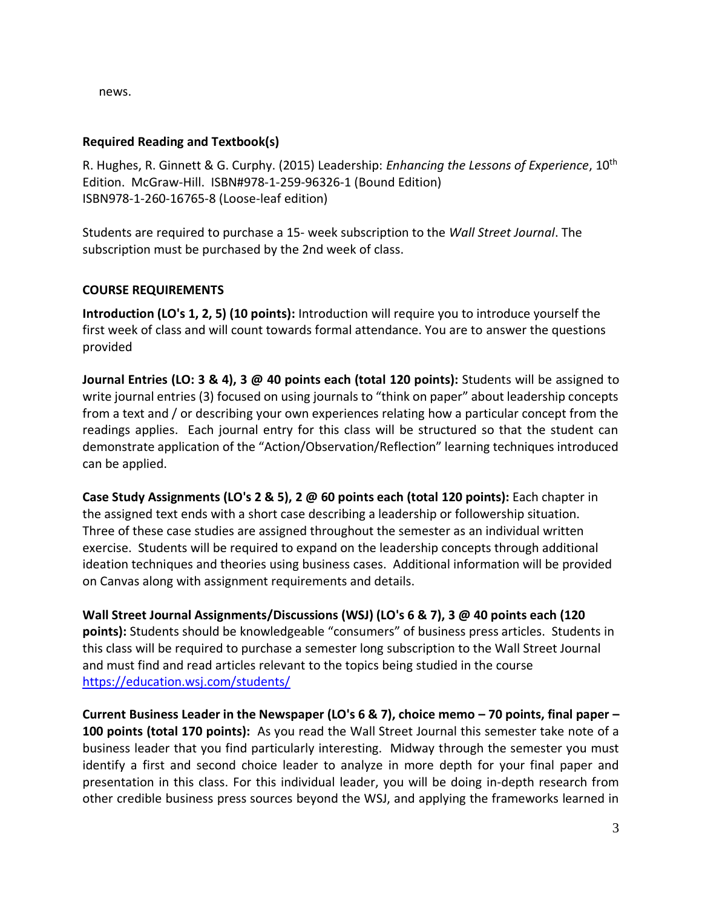news.

**Required Reading and Textbook(s)**

R. Hughes, R. Ginnett & G. Curphy. (2015) Leadership: *Enhancing the Lessons of Experience*, 10th Edition. McGraw-Hill. ISBN#978-1-259-96326-1 (Bound Edition)
ISBN978-1-260-16765-8 (Loose-leaf edition)

Students are required to purchase a 15- week subscription to the *Wall Street Journal*. The subscription must be purchased by the 2nd week of class.

**COURSE REQUIREMENTS**

**Introduction (LO's 1, 2, 5) (10 points):** Introduction will require you to introduce yourself the first week of class and will count towards formal attendance. You are to answer the questions provided

**Journal Entries (LO: 3 & 4), 3 @ 40 points each (total 120 points):** Students will be assigned to write journal entries (3) focused on using journals to "think on paper" about leadership concepts from a text and / or describing your own experiences relating how a particular concept from the readings applies. Each journal entry for this class will be structured so that the student can demonstrate application of the "Action/Observation/Reflection" learning techniques introduced can be applied.

**Case Study Assignments (LO's 2 & 5), 2 @ 60 points each (total 120 points):** Each chapter in the assigned text ends with a short case describing a leadership or followership situation. Three of these case studies are assigned throughout the semester as an individual written exercise. Students will be required to expand on the leadership concepts through additional ideation techniques and theories using business cases. Additional information will be provided on Canvas along with assignment requirements and details.

**Wall Street Journal Assignments/Discussions (WSJ) (LO's 6 & 7), 3 @ 40 points each (120 points):** Students should be knowledgeable "consumers" of business press articles. Students in this class will be required to purchase a semester long subscription to the Wall Street Journal and must find and read articles relevant to the topics being studied in the course https://education.wsj.com/students/

**Current Business Leader in the Newspaper (LO's 6 & 7), choice memo – 70 points, final paper – 100 points (total 170 points):** As you read the Wall Street Journal this semester take note of a business leader that you find particularly interesting. Midway through the semester you must identify a first and second choice leader to analyze in more depth for your final paper and presentation in this class. For this individual leader, you will be doing in-depth research from other credible business press sources beyond the WSJ, and applying the frameworks learned in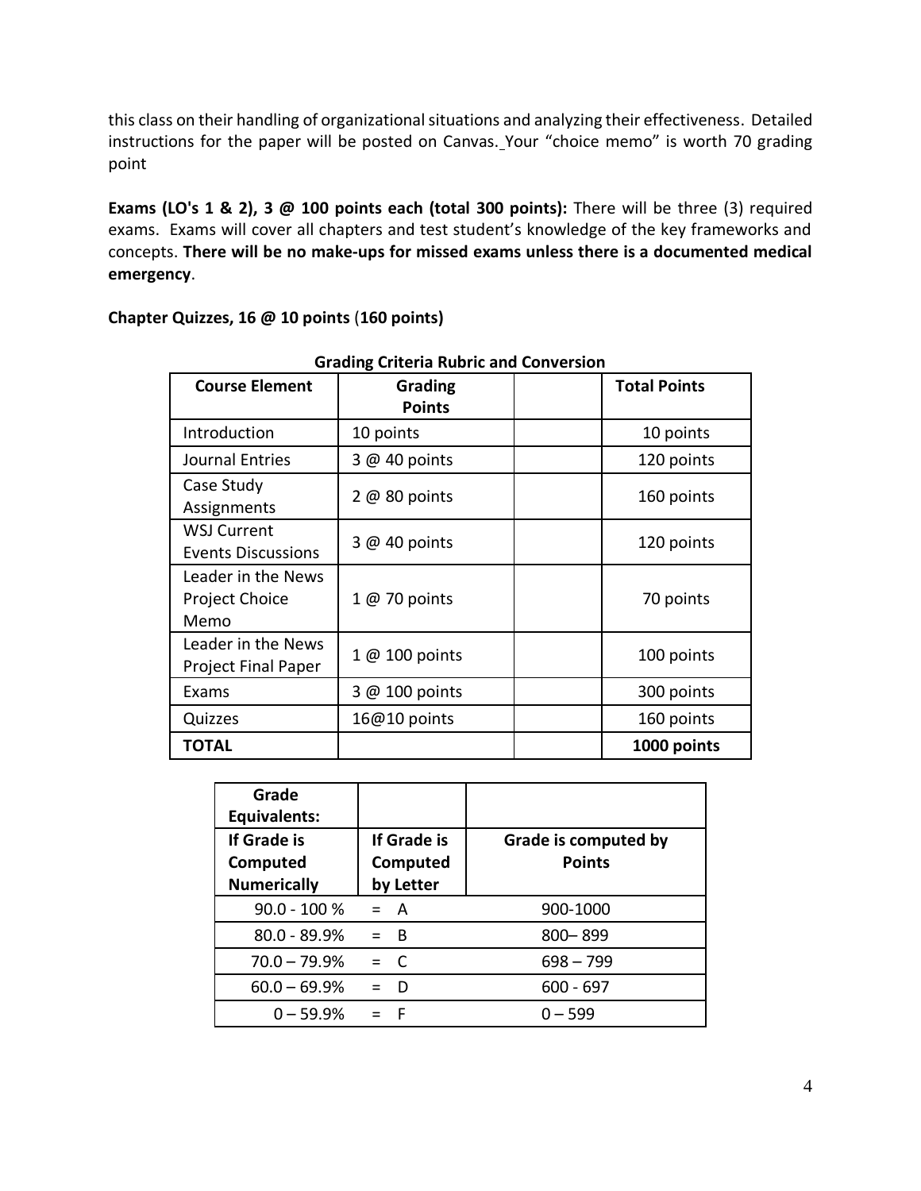this class on their handling of organizational situations and analyzing their effectiveness. Detailed instructions for the paper will be posted on Canvas. Your "choice memo" is worth 70 grading point

**Exams (LO's 1 & 2), 3 @ 100 points each (total 300 points):** There will be three (3) required exams. Exams will cover all chapters and test student's knowledge of the key frameworks and concepts. **There will be no make-ups for missed exams unless there is a documented medical emergency**.

**Chapter Quizzes, 16 @ 10 points** (**160 points)**

**Grading Criteria Rubric and Conversion**

| Course Element | Grading Points | | Total Points |
|---|---|---|---|
| Introduction | 10 points | | 10 points |
| Journal Entries | 3 @ 40 points | | 120 points |
| Case Study Assignments | 2 @ 80 points | | 160 points |
| WSJ Current Events Discussions | 3 @ 40 points | | 120 points |
| Leader in the News Project Choice Memo | 1 @ 70 points | | 70 points |
| Leader in the News Project Final Paper | 1 @ 100 points | | 100 points |
| Exams | 3 @ 100 points | | 300 points |
| Quizzes | 16@10 points | | 160 points |
| **TOTAL** | | | **1000 points** |

| **Grade Equivalents:** | | |
|---|---|---|
| **If Grade is Computed Numerically** | **If Grade is Computed by Letter** | **Grade is computed by Points** |
| 90.0 - 100 % | = A | 900-1000 |
| 80.0 - 89.9% | = B | 800– 899 |
| 70.0 – 79.9% | = C | 698 – 799 |
| 60.0 – 69.9% | = D | 600 - 697 |
| 0 – 59.9% | = F | 0 – 599 |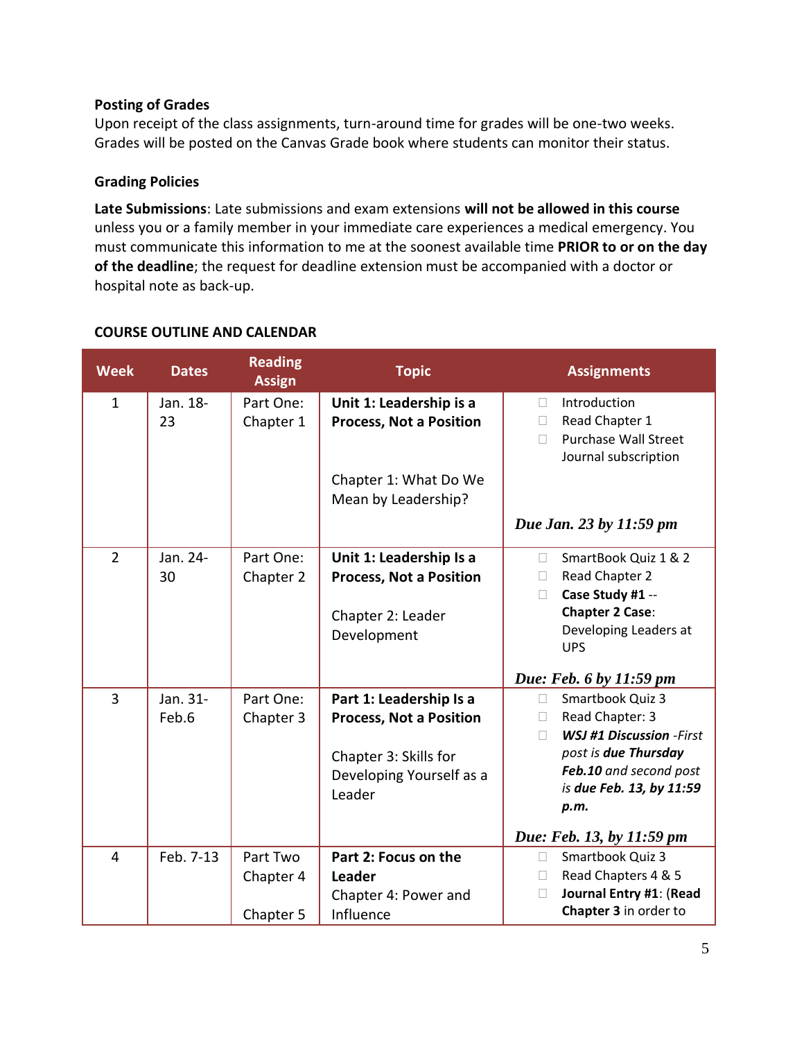**Posting of Grades**

Upon receipt of the class assignments, turn-around time for grades will be one-two weeks. Grades will be posted on the Canvas Grade book where students can monitor their status.

**Grading Policies**

**Late Submissions**: Late submissions and exam extensions **will not be allowed in this course** unless you or a family member in your immediate care experiences a medical emergency. You must communicate this information to me at the soonest available time **PRIOR to or on the day of the deadline**; the request for deadline extension must be accompanied with a doctor or hospital note as back-up.

**COURSE OUTLINE AND CALENDAR**

| Week | Dates | Reading Assign | Topic | Assignments |
|---|---|---|---|---|
| 1 | Jan. 18-23 | Part One: Chapter 1 | **Unit 1: Leadership is a Process, Not a Position**<br><br>Chapter 1: What Do We Mean by Leadership? | ☐ Introduction<br>☐ Read Chapter 1<br>☐ Purchase Wall Street Journal subscription<br><br>***Due Jan. 23 by 11:59 pm*** |
| 2 | Jan. 24-30 | Part One: Chapter 2 | **Unit 1: Leadership Is a Process, Not a Position**<br><br>Chapter 2: Leader Development | ☐ SmartBook Quiz 1 & 2<br>☐ Read Chapter 2<br>☐ **Case Study #1** -- **Chapter 2 Case**: Developing Leaders at UPS<br><br>***Due: Feb. 6 by 11:59 pm*** |
| 3 | Jan. 31-Feb.6 | Part One: Chapter 3 | **Part 1: Leadership Is a Process, Not a Position**<br><br>Chapter 3: Skills for Developing Yourself as a Leader | ☐ Smartbook Quiz 3<br>☐ Read Chapter: 3<br>☐ ***WSJ #1 Discussion*** *-First post is **due Thursday Feb.10** and second post is **due Feb. 13, by 11:59 p.m.***<br><br>***Due: Feb. 13, by 11:59 pm*** |
| 4 | Feb. 7-13 | Part Two Chapter 4<br><br>Chapter 5 | **Part 2: Focus on the Leader**<br>Chapter 4: Power and Influence | ☐ Smartbook Quiz 3<br>☐ Read Chapters 4 & 5<br>☐ **Journal Entry #1**: (**Read Chapter 3** in order to |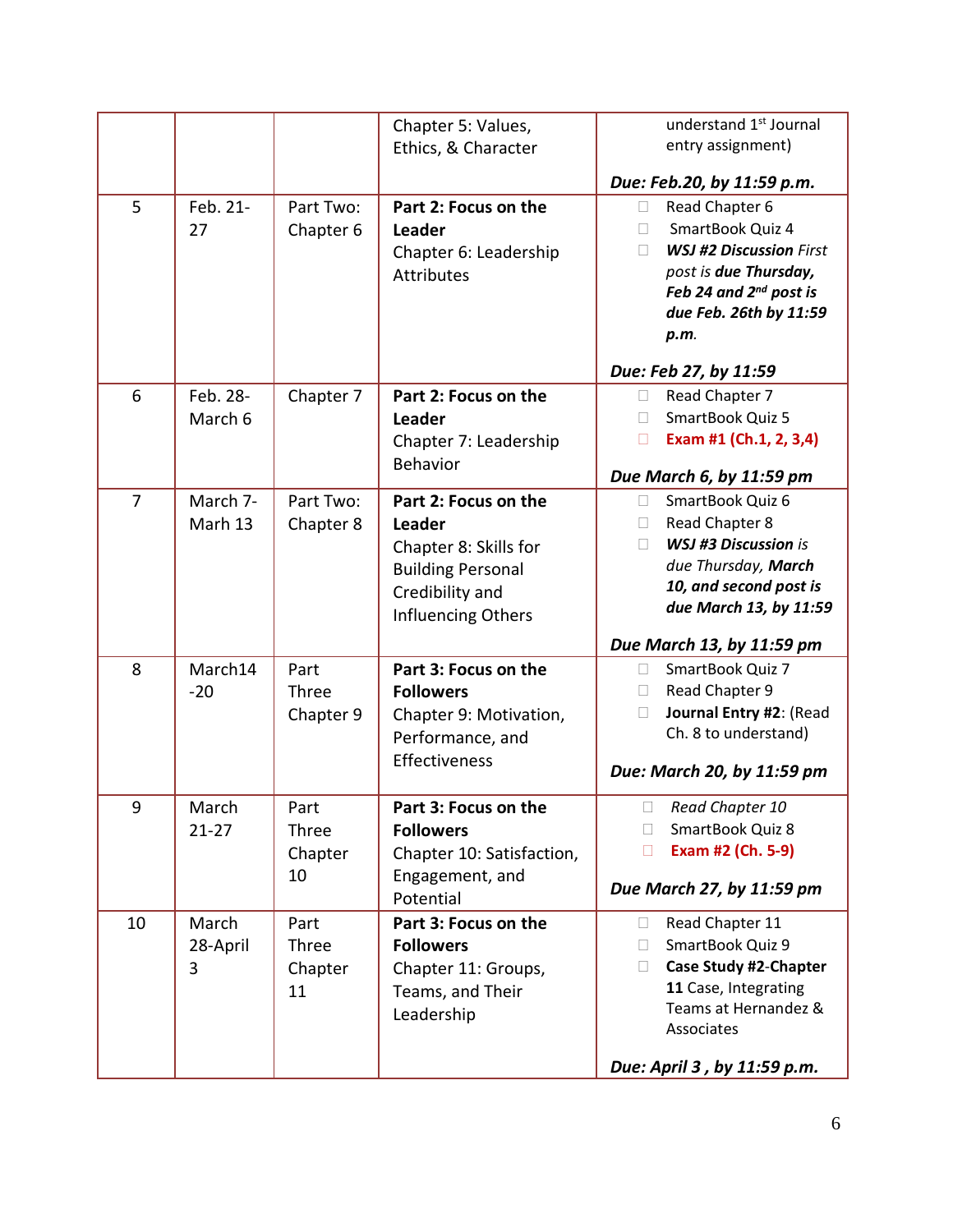| | | | | |
|---|---|---|---|---|
| | | | Chapter 5: Values, Ethics, & Character | understand 1st Journal entry assignment)<br><br>***Due: Feb.20, by 11:59 p.m.*** |
| 5 | Feb. 21-27 | Part Two: Chapter 6 | **Part 2: Focus on the Leader**<br>Chapter 6: Leadership Attributes | Read Chapter 6<br>SmartBook Quiz 4<br>***WSJ #2 Discussion** First post is **due Thursday, Feb 24 and 2nd post is due Feb. 26th by 11:59 p.m.***<br><br>***Due: Feb 27, by 11:59*** |
| 6 | Feb. 28-March 6 | Chapter 7 | **Part 2: Focus on the Leader**<br>Chapter 7: Leadership Behavior | Read Chapter 7<br>SmartBook Quiz 5<br>**Exam #1 (Ch.1, 2, 3,4)**<br><br>***Due March 6, by 11:59 pm*** |
| 7 | March 7-Marh 13 | Part Two: Chapter 8 | **Part 2: Focus on the Leader**<br>Chapter 8: Skills for Building Personal Credibility and Influencing Others | SmartBook Quiz 6<br>Read Chapter 8<br>***WSJ #3 Discussion** is due Thursday, **March 10, and second post is due March 13, by 11:59***<br><br>***Due March 13, by 11:59 pm*** |
| 8 | March14-20 | Part Three Chapter 9 | **Part 3: Focus on the Followers**<br>Chapter 9: Motivation, Performance, and Effectiveness | SmartBook Quiz 7<br>Read Chapter 9<br>**Journal Entry #2**: (Read Ch. 8 to understand)<br><br>***Due: March 20, by 11:59 pm*** |
| 9 | March 21-27 | Part Three Chapter 10 | **Part 3: Focus on the Followers**<br>Chapter 10: Satisfaction, Engagement, and Potential | *Read Chapter 10*<br>SmartBook Quiz 8<br>**Exam #2 (Ch. 5-9)**<br><br>***Due March 27, by 11:59 pm*** |
| 10 | March 28-April 3 | Part Three Chapter 11 | **Part 3: Focus on the Followers**<br>Chapter 11: Groups, Teams, and Their Leadership | Read Chapter 11<br>SmartBook Quiz 9<br>**Case Study #2**-**Chapter 11** Case, Integrating Teams at Hernandez & Associates<br><br>***Due: April 3 , by 11:59 p.m.*** |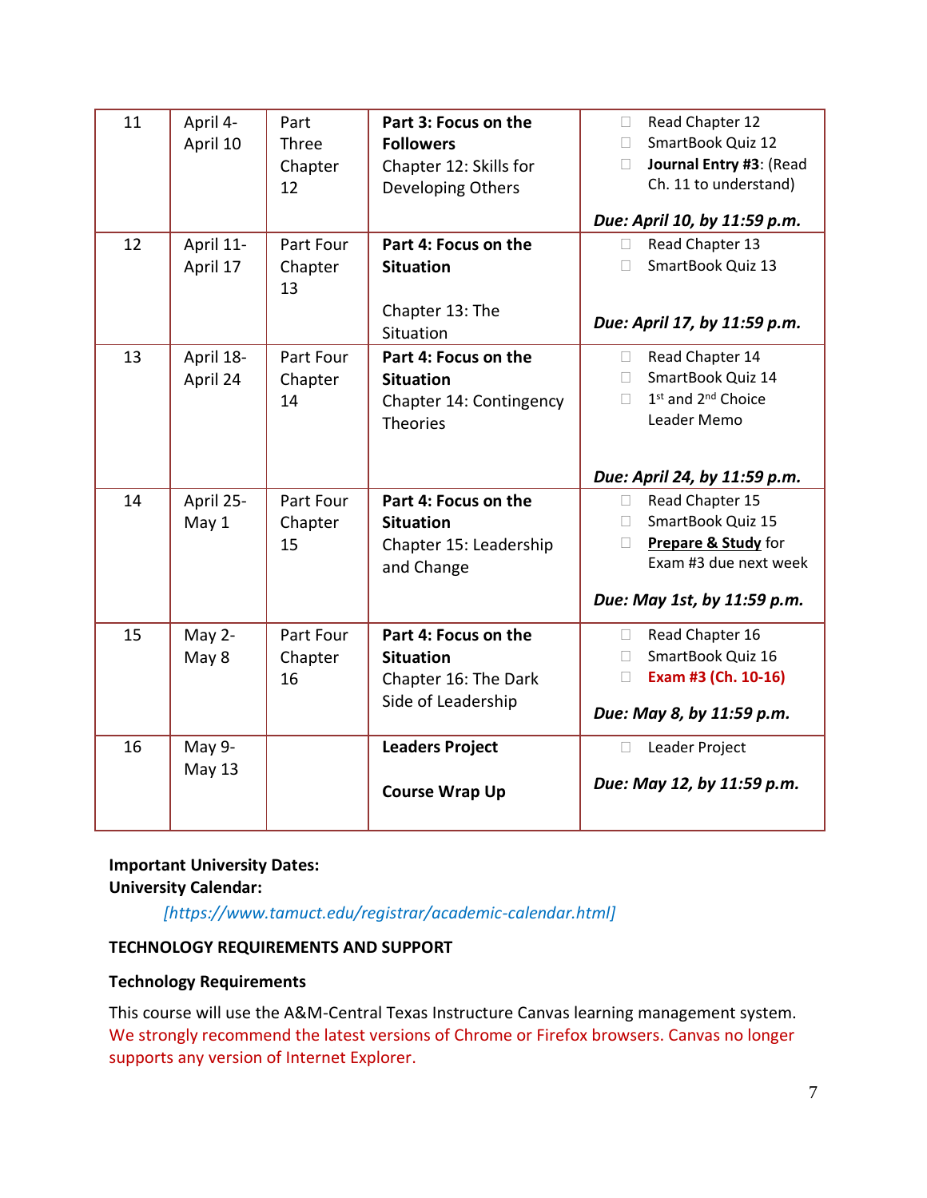| 11 | April 4-April 10 | Part Three Chapter 12 | **Part 3: Focus on the Followers**<br>Chapter 12: Skills for Developing Others | ☐ Read Chapter 12<br>☐ SmartBook Quiz 12<br>☐ **Journal Entry #3**: (Read Ch. 11 to understand)<br><br>***Due: April 10, by 11:59 p.m.*** |
|---|---|---|---|---|
| 12 | April 11-April 17 | Part Four Chapter 13 | **Part 4: Focus on the Situation**<br><br>Chapter 13: The Situation | ☐ Read Chapter 13<br>☐ SmartBook Quiz 13<br><br>***Due: April 17, by 11:59 p.m.*** |
| 13 | April 18-April 24 | Part Four Chapter 14 | **Part 4: Focus on the Situation**<br>Chapter 14: Contingency Theories | ☐ Read Chapter 14<br>☐ SmartBook Quiz 14<br>☐ 1st and 2nd Choice Leader Memo<br><br>***Due: April 24, by 11:59 p.m.*** |
| 14 | April 25-May 1 | Part Four Chapter 15 | **Part 4: Focus on the Situation**<br>Chapter 15: Leadership and Change | ☐ Read Chapter 15<br>☐ SmartBook Quiz 15<br>☐ **Prepare & Study** for Exam #3 due next week<br><br>***Due: May 1st, by 11:59 p.m.*** |
| 15 | May 2-May 8 | Part Four Chapter 16 | **Part 4: Focus on the Situation**<br>Chapter 16: The Dark Side of Leadership | ☐ Read Chapter 16<br>☐ SmartBook Quiz 16<br>☐ **Exam #3 (Ch. 10-16)**<br><br>***Due: May 8, by 11:59 p.m.*** |
| 16 | May 9-May 13 | | **Leaders Project**<br><br>**Course Wrap Up** | ☐ Leader Project<br><br>***Due: May 12, by 11:59 p.m.*** |

**Important University Dates:**
**University Calendar:**

*[https://www.tamuct.edu/registrar/academic-calendar.html]*

**TECHNOLOGY REQUIREMENTS AND SUPPORT**

**Technology Requirements**

This course will use the A&M-Central Texas Instructure Canvas learning management system. We strongly recommend the latest versions of Chrome or Firefox browsers. Canvas no longer supports any version of Internet Explorer.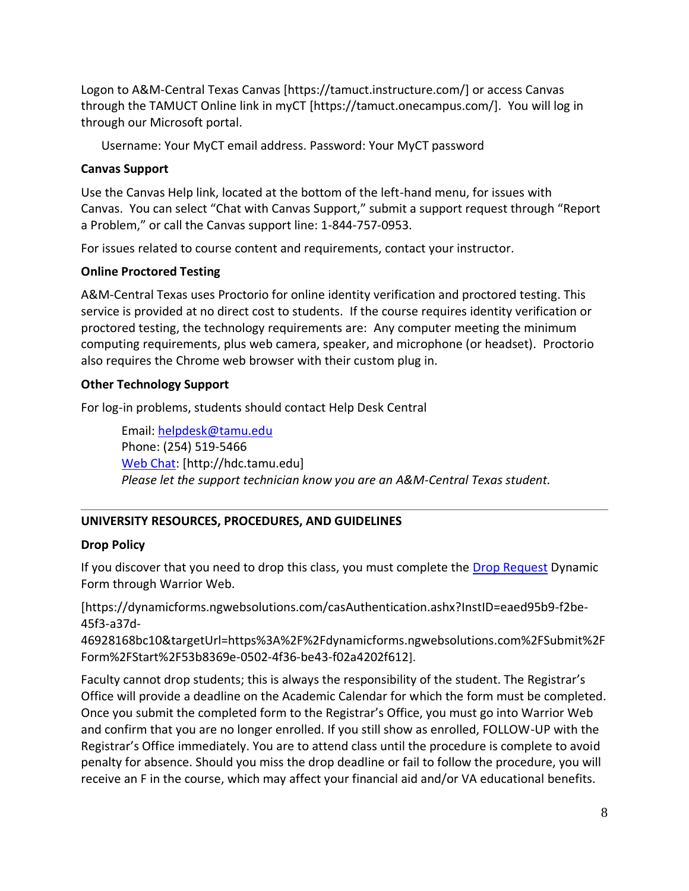Logon to A&M-Central Texas Canvas [https://tamuct.instructure.com/] or access Canvas through the TAMUCT Online link in myCT [https://tamuct.onecampus.com/]. You will log in through our Microsoft portal.

Username: Your MyCT email address. Password: Your MyCT password

**Canvas Support**

Use the Canvas Help link, located at the bottom of the left-hand menu, for issues with Canvas. You can select "Chat with Canvas Support," submit a support request through "Report a Problem," or call the Canvas support line: 1-844-757-0953.

For issues related to course content and requirements, contact your instructor.

**Online Proctored Testing**

A&M-Central Texas uses Proctorio for online identity verification and proctored testing. This service is provided at no direct cost to students. If the course requires identity verification or proctored testing, the technology requirements are: Any computer meeting the minimum computing requirements, plus web camera, speaker, and microphone (or headset). Proctorio also requires the Chrome web browser with their custom plug in.

**Other Technology Support**

For log-in problems, students should contact Help Desk Central

Email: helpdesk@tamu.edu
Phone: (254) 519-5466
Web Chat: [http://hdc.tamu.edu]
*Please let the support technician know you are an A&M-Central Texas student.*

---

**UNIVERSITY RESOURCES, PROCEDURES, AND GUIDELINES**

**Drop Policy**

If you discover that you need to drop this class, you must complete the Drop Request Dynamic Form through Warrior Web.

[https://dynamicforms.ngwebsolutions.com/casAuthentication.ashx?InstID=eaed95b9-f2be-45f3-a37d-46928168bc10&targetUrl=https%3A%2F%2Fdynamicforms.ngwebsolutions.com%2FSubmit%2FForm%2FStart%2F53b8369e-0502-4f36-be43-f02a4202f612].

Faculty cannot drop students; this is always the responsibility of the student. The Registrar's Office will provide a deadline on the Academic Calendar for which the form must be completed. Once you submit the completed form to the Registrar's Office, you must go into Warrior Web and confirm that you are no longer enrolled. If you still show as enrolled, FOLLOW-UP with the Registrar's Office immediately. You are to attend class until the procedure is complete to avoid penalty for absence. Should you miss the drop deadline or fail to follow the procedure, you will receive an F in the course, which may affect your financial aid and/or VA educational benefits.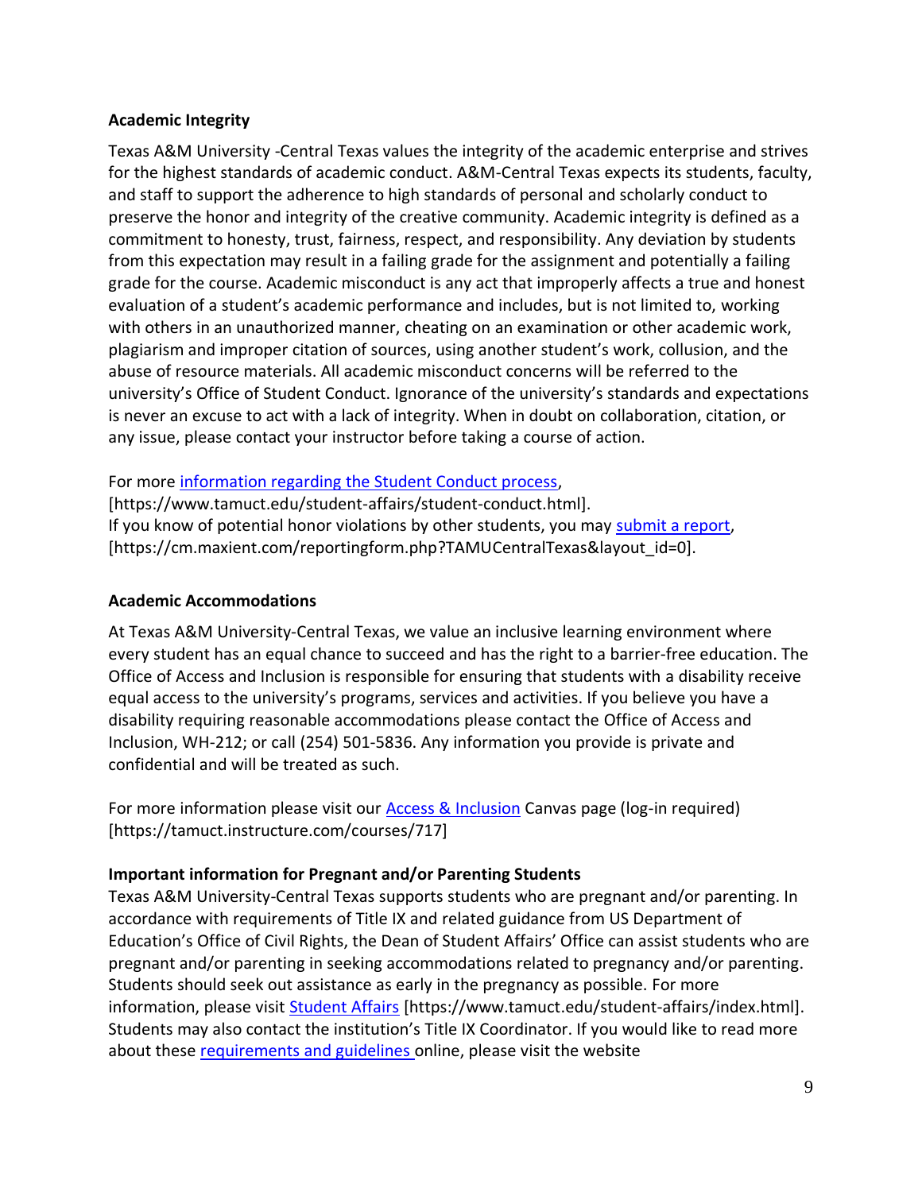**Academic Integrity**

Texas A&M University -Central Texas values the integrity of the academic enterprise and strives for the highest standards of academic conduct. A&M-Central Texas expects its students, faculty, and staff to support the adherence to high standards of personal and scholarly conduct to preserve the honor and integrity of the creative community. Academic integrity is defined as a commitment to honesty, trust, fairness, respect, and responsibility. Any deviation by students from this expectation may result in a failing grade for the assignment and potentially a failing grade for the course. Academic misconduct is any act that improperly affects a true and honest evaluation of a student's academic performance and includes, but is not limited to, working with others in an unauthorized manner, cheating on an examination or other academic work, plagiarism and improper citation of sources, using another student's work, collusion, and the abuse of resource materials. All academic misconduct concerns will be referred to the university's Office of Student Conduct. Ignorance of the university's standards and expectations is never an excuse to act with a lack of integrity. When in doubt on collaboration, citation, or any issue, please contact your instructor before taking a course of action.

For more information regarding the Student Conduct process, [https://www.tamuct.edu/student-affairs/student-conduct.html].
If you know of potential honor violations by other students, you may submit a report, [https://cm.maxient.com/reportingform.php?TAMUCentralTexas&layout_id=0].

**Academic Accommodations**

At Texas A&M University-Central Texas, we value an inclusive learning environment where every student has an equal chance to succeed and has the right to a barrier-free education. The Office of Access and Inclusion is responsible for ensuring that students with a disability receive equal access to the university's programs, services and activities. If you believe you have a disability requiring reasonable accommodations please contact the Office of Access and Inclusion, WH-212; or call (254) 501-5836. Any information you provide is private and confidential and will be treated as such.

For more information please visit our Access & Inclusion Canvas page (log-in required) [https://tamuct.instructure.com/courses/717]

**Important information for Pregnant and/or Parenting Students**

Texas A&M University-Central Texas supports students who are pregnant and/or parenting. In accordance with requirements of Title IX and related guidance from US Department of Education's Office of Civil Rights, the Dean of Student Affairs' Office can assist students who are pregnant and/or parenting in seeking accommodations related to pregnancy and/or parenting. Students should seek out assistance as early in the pregnancy as possible. For more information, please visit Student Affairs [https://www.tamuct.edu/student-affairs/index.html]. Students may also contact the institution's Title IX Coordinator. If you would like to read more about these requirements and guidelines online, please visit the website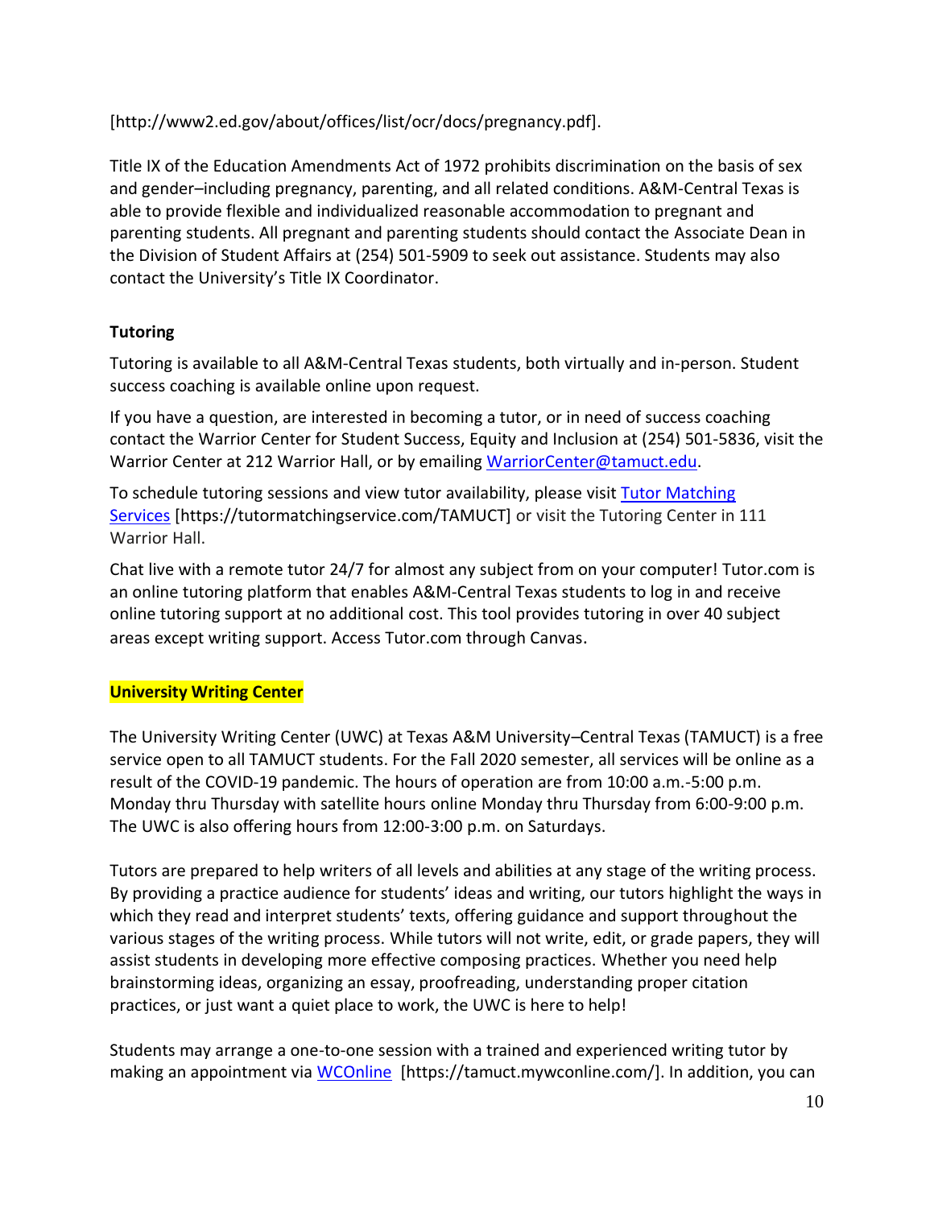[http://www2.ed.gov/about/offices/list/ocr/docs/pregnancy.pdf].

Title IX of the Education Amendments Act of 1972 prohibits discrimination on the basis of sex and gender–including pregnancy, parenting, and all related conditions. A&M-Central Texas is able to provide flexible and individualized reasonable accommodation to pregnant and parenting students. All pregnant and parenting students should contact the Associate Dean in the Division of Student Affairs at (254) 501-5909 to seek out assistance. Students may also contact the University's Title IX Coordinator.

**Tutoring**

Tutoring is available to all A&M-Central Texas students, both virtually and in-person. Student success coaching is available online upon request.

If you have a question, are interested in becoming a tutor, or in need of success coaching contact the Warrior Center for Student Success, Equity and Inclusion at (254) 501-5836, visit the Warrior Center at 212 Warrior Hall, or by emailing WarriorCenter@tamuct.edu.

To schedule tutoring sessions and view tutor availability, please visit Tutor Matching Services [https://tutormatchingservice.com/TAMUCT] or visit the Tutoring Center in 111 Warrior Hall.

Chat live with a remote tutor 24/7 for almost any subject from on your computer! Tutor.com is an online tutoring platform that enables A&M-Central Texas students to log in and receive online tutoring support at no additional cost. This tool provides tutoring in over 40 subject areas except writing support. Access Tutor.com through Canvas.

**University Writing Center**

The University Writing Center (UWC) at Texas A&M University–Central Texas (TAMUCT) is a free service open to all TAMUCT students. For the Fall 2020 semester, all services will be online as a result of the COVID-19 pandemic. The hours of operation are from 10:00 a.m.-5:00 p.m. Monday thru Thursday with satellite hours online Monday thru Thursday from 6:00-9:00 p.m. The UWC is also offering hours from 12:00-3:00 p.m. on Saturdays.

Tutors are prepared to help writers of all levels and abilities at any stage of the writing process. By providing a practice audience for students' ideas and writing, our tutors highlight the ways in which they read and interpret students' texts, offering guidance and support throughout the various stages of the writing process. While tutors will not write, edit, or grade papers, they will assist students in developing more effective composing practices. Whether you need help brainstorming ideas, organizing an essay, proofreading, understanding proper citation practices, or just want a quiet place to work, the UWC is here to help!

Students may arrange a one-to-one session with a trained and experienced writing tutor by making an appointment via WCOnline [https://tamuct.mywconline.com/]. In addition, you can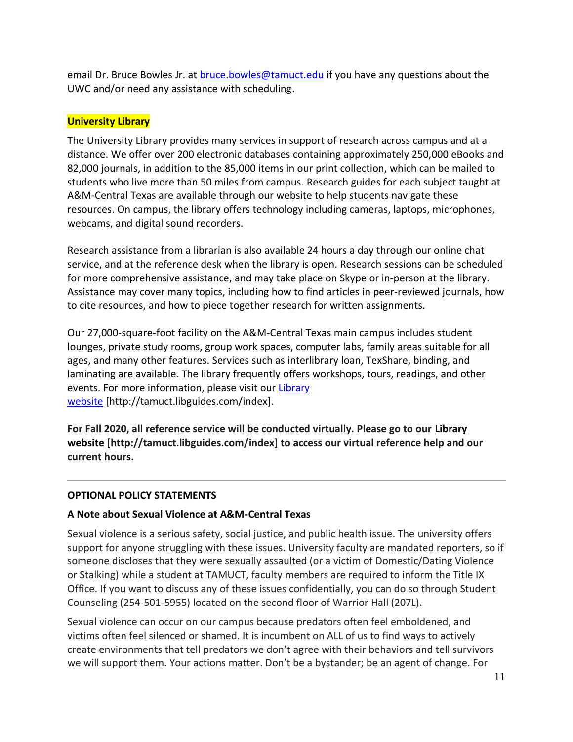email Dr. Bruce Bowles Jr. at [bruce.bowles@tamuct.edu](mailto:bruce.bowles@tamuct.edu) if you have any questions about the UWC and/or need any assistance with scheduling.

**University Library**

The University Library provides many services in support of research across campus and at a distance. We offer over 200 electronic databases containing approximately 250,000 eBooks and 82,000 journals, in addition to the 85,000 items in our print collection, which can be mailed to students who live more than 50 miles from campus. Research guides for each subject taught at A&M-Central Texas are available through our website to help students navigate these resources. On campus, the library offers technology including cameras, laptops, microphones, webcams, and digital sound recorders.

Research assistance from a librarian is also available 24 hours a day through our online chat service, and at the reference desk when the library is open. Research sessions can be scheduled for more comprehensive assistance, and may take place on Skype or in-person at the library. Assistance may cover many topics, including how to find articles in peer-reviewed journals, how to cite resources, and how to piece together research for written assignments.

Our 27,000-square-foot facility on the A&M-Central Texas main campus includes student lounges, private study rooms, group work spaces, computer labs, family areas suitable for all ages, and many other features. Services such as interlibrary loan, TexShare, binding, and laminating are available. The library frequently offers workshops, tours, readings, and other events. For more information, please visit our [Library website](http://tamuct.libguides.com/index) [http://tamuct.libguides.com/index].

**For Fall 2020, all reference service will be conducted virtually. Please go to our [Library website](http://tamuct.libguides.com/index) [http://tamuct.libguides.com/index] to access our virtual reference help and our current hours.**

---

**OPTIONAL POLICY STATEMENTS**

**A Note about Sexual Violence at A&M-Central Texas**

Sexual violence is a serious safety, social justice, and public health issue. The university offers support for anyone struggling with these issues. University faculty are mandated reporters, so if someone discloses that they were sexually assaulted (or a victim of Domestic/Dating Violence or Stalking) while a student at TAMUCT, faculty members are required to inform the Title IX Office. If you want to discuss any of these issues confidentially, you can do so through Student Counseling (254-501-5955) located on the second floor of Warrior Hall (207L).

Sexual violence can occur on our campus because predators often feel emboldened, and victims often feel silenced or shamed. It is incumbent on ALL of us to find ways to actively create environments that tell predators we don't agree with their behaviors and tell survivors we will support them. Your actions matter. Don't be a bystander; be an agent of change. For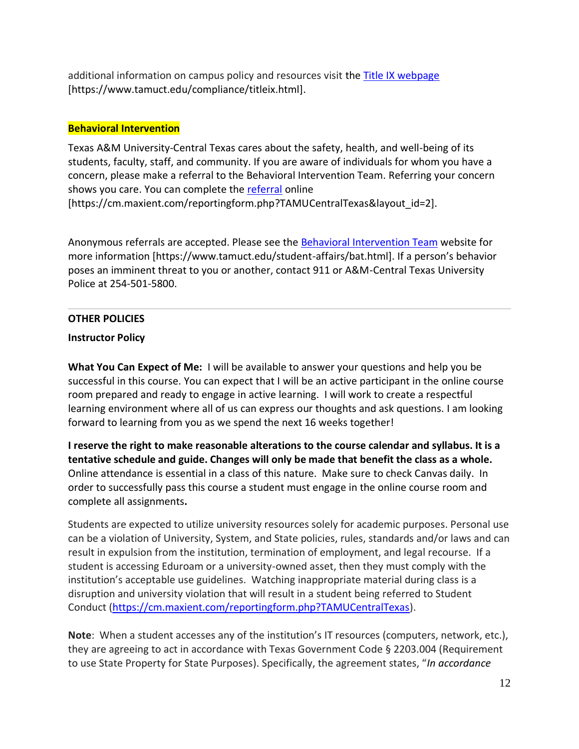additional information on campus policy and resources visit the [Title IX webpage](https://www.tamuct.edu/compliance/titleix.html) [https://www.tamuct.edu/compliance/titleix.html].

### Behavioral Intervention

Texas A&M University-Central Texas cares about the safety, health, and well-being of its students, faculty, staff, and community. If you are aware of individuals for whom you have a concern, please make a referral to the Behavioral Intervention Team. Referring your concern shows you care. You can complete the [referral](https://cm.maxient.com/reportingform.php?TAMUCentralTexas&layout_id=2) online [https://cm.maxient.com/reportingform.php?TAMUCentralTexas&layout_id=2].

Anonymous referrals are accepted. Please see the [Behavioral Intervention Team](https://www.tamuct.edu/student-affairs/bat.html) website for more information [https://www.tamuct.edu/student-affairs/bat.html]. If a person's behavior poses an imminent threat to you or another, contact 911 or A&M-Central Texas University Police at 254-501-5800.

---

## OTHER POLICIES

### Instructor Policy

**What You Can Expect of Me:** I will be available to answer your questions and help you be successful in this course. You can expect that I will be an active participant in the online course room prepared and ready to engage in active learning. I will work to create a respectful learning environment where all of us can express our thoughts and ask questions. I am looking forward to learning from you as we spend the next 16 weeks together!

**I reserve the right to make reasonable alterations to the course calendar and syllabus. It is a tentative schedule and guide. Changes will only be made that benefit the class as a whole.** Online attendance is essential in a class of this nature. Make sure to check Canvas daily. In order to successfully pass this course a student must engage in the online course room and complete all assignments**.**

Students are expected to utilize university resources solely for academic purposes. Personal use can be a violation of University, System, and State policies, rules, standards and/or laws and can result in expulsion from the institution, termination of employment, and legal recourse. If a student is accessing Eduroam or a university-owned asset, then they must comply with the institution's acceptable use guidelines. Watching inappropriate material during class is a disruption and university violation that will result in a student being referred to Student Conduct (https://cm.maxient.com/reportingform.php?TAMUCentralTexas).

**Note**: When a student accesses any of the institution's IT resources (computers, network, etc.), they are agreeing to act in accordance with Texas Government Code § 2203.004 (Requirement to use State Property for State Purposes). Specifically, the agreement states, "*In accordance*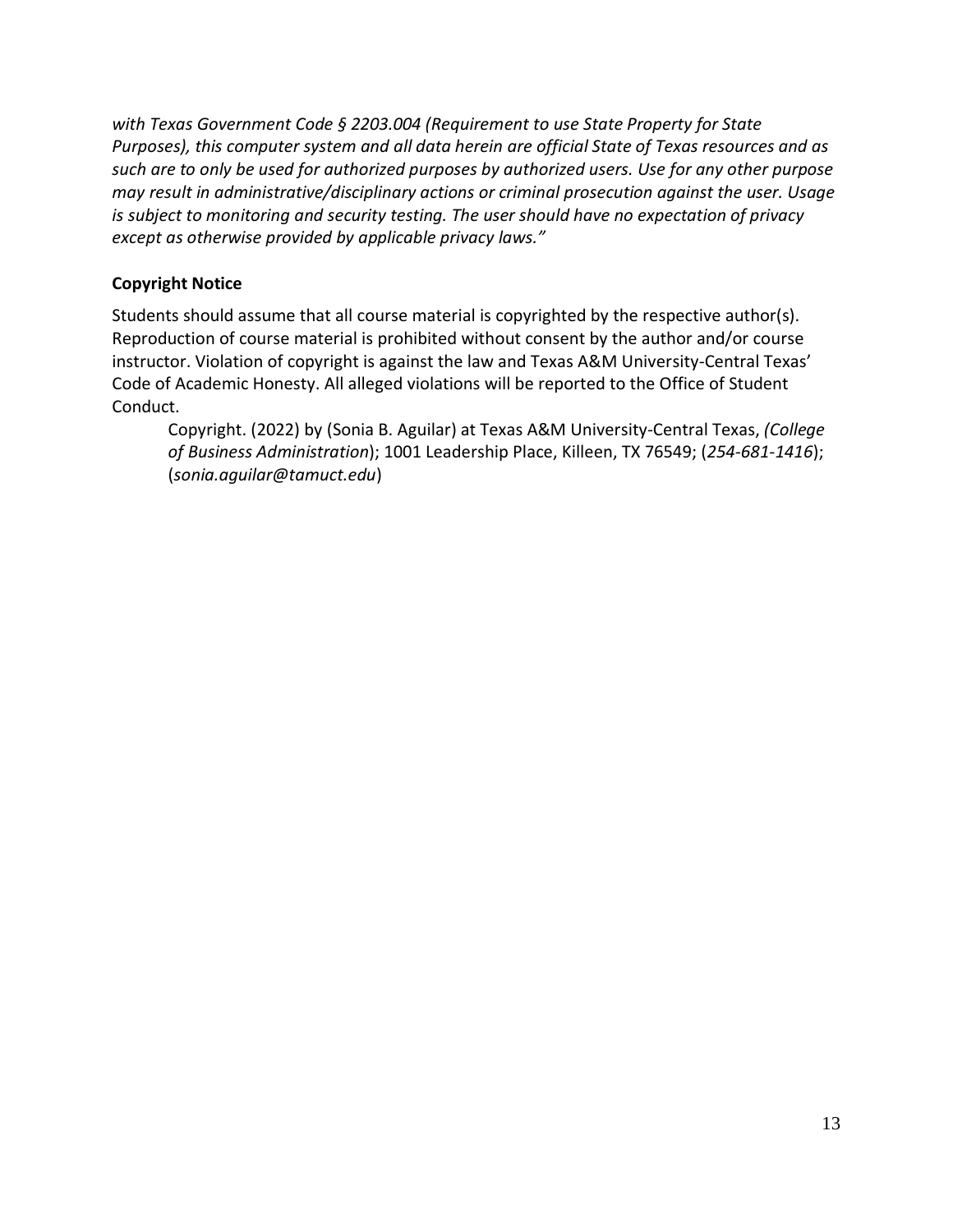*with Texas Government Code § 2203.004 (Requirement to use State Property for State Purposes), this computer system and all data herein are official State of Texas resources and as such are to only be used for authorized purposes by authorized users. Use for any other purpose may result in administrative/disciplinary actions or criminal prosecution against the user. Usage is subject to monitoring and security testing. The user should have no expectation of privacy except as otherwise provided by applicable privacy laws."*

**Copyright Notice**

Students should assume that all course material is copyrighted by the respective author(s). Reproduction of course material is prohibited without consent by the author and/or course instructor. Violation of copyright is against the law and Texas A&M University-Central Texas' Code of Academic Honesty. All alleged violations will be reported to the Office of Student Conduct.

> Copyright. (2022) by (Sonia B. Aguilar) at Texas A&M University-Central Texas, *(College of Business Administration*); 1001 Leadership Place, Killeen, TX 76549; (*254-681-1416*); (*sonia.aguilar@tamuct.edu*)